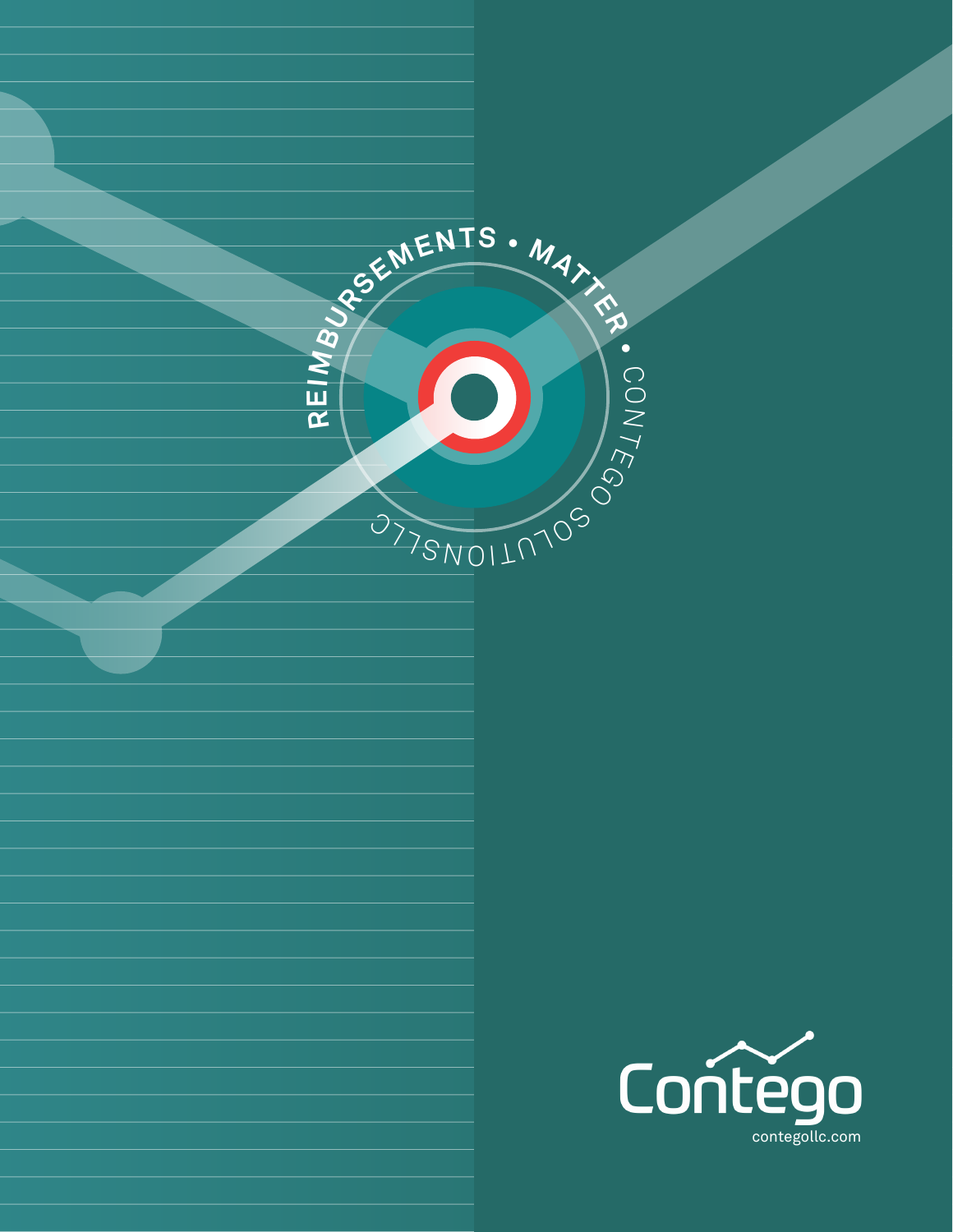REIMBURSEMENTS • MATTER • CONTEGO SOLUTIONSLLC

Contego

contegollc.com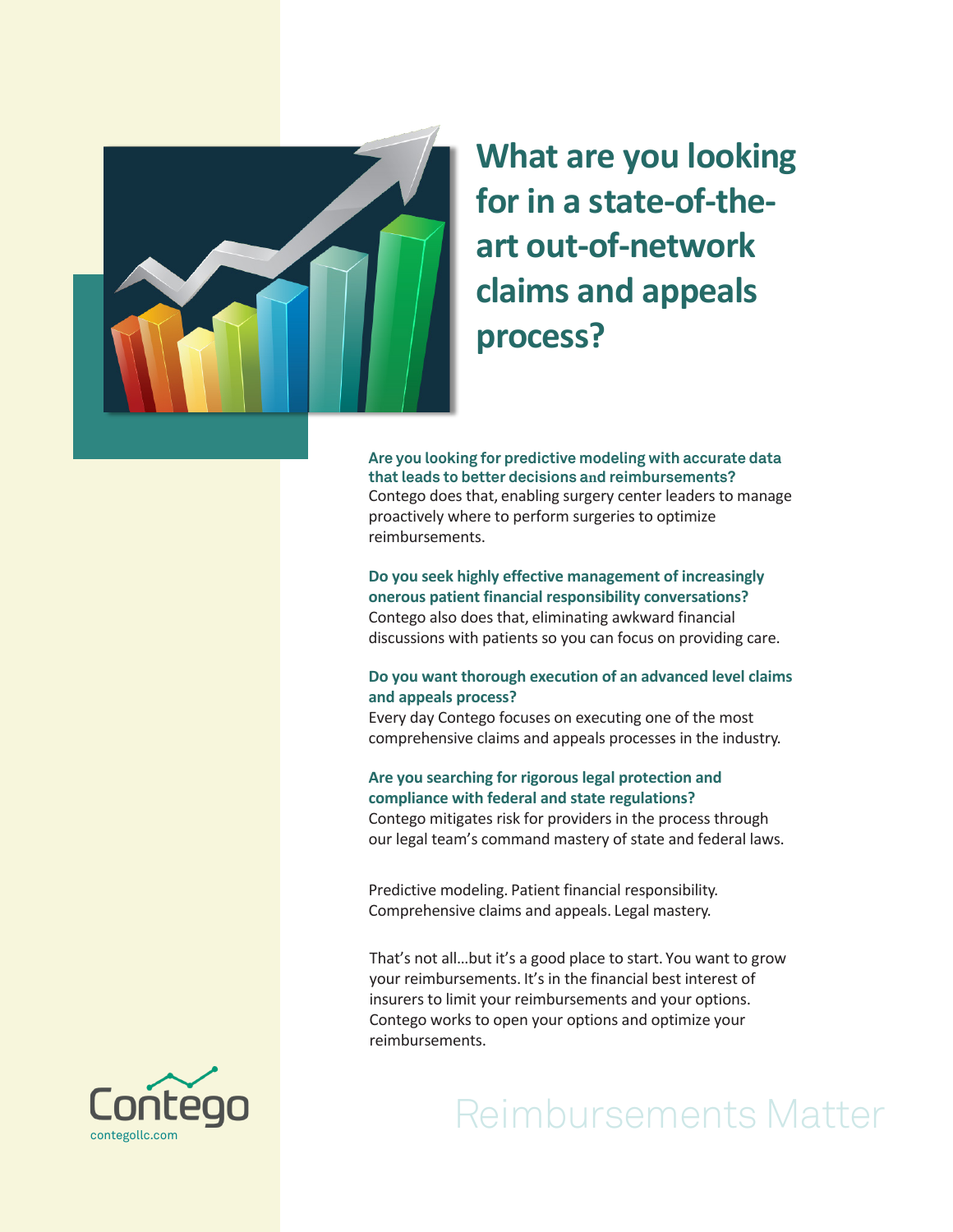# What are you looking for in a state-of-the-art out-of-network claims and appeals process?

**Are you looking for predictive modeling with accurate data that leads to better decisions and reimbursements?**
Contego does that, enabling surgery center leaders to manage proactively where to perform surgeries to optimize reimbursements.

**Do you seek highly effective management of increasingly onerous patient financial responsibility conversations?**
Contego also does that, eliminating awkward financial discussions with patients so you can focus on providing care.

**Do you want thorough execution of an advanced level claims and appeals process?**
Every day Contego focuses on executing one of the most comprehensive claims and appeals processes in the industry.

**Are you searching for rigorous legal protection and compliance with federal and state regulations?**
Contego mitigates risk for providers in the process through our legal team's command mastery of state and federal laws.

Predictive modeling. Patient financial responsibility. Comprehensive claims and appeals. Legal mastery.

That's not all...but it's a good place to start. You want to grow your reimbursements. It's in the financial best interest of insurers to limit your reimbursements and your options. Contego works to open your options and optimize your reimbursements.

Contego
contegollc.com

Reimbursements Matter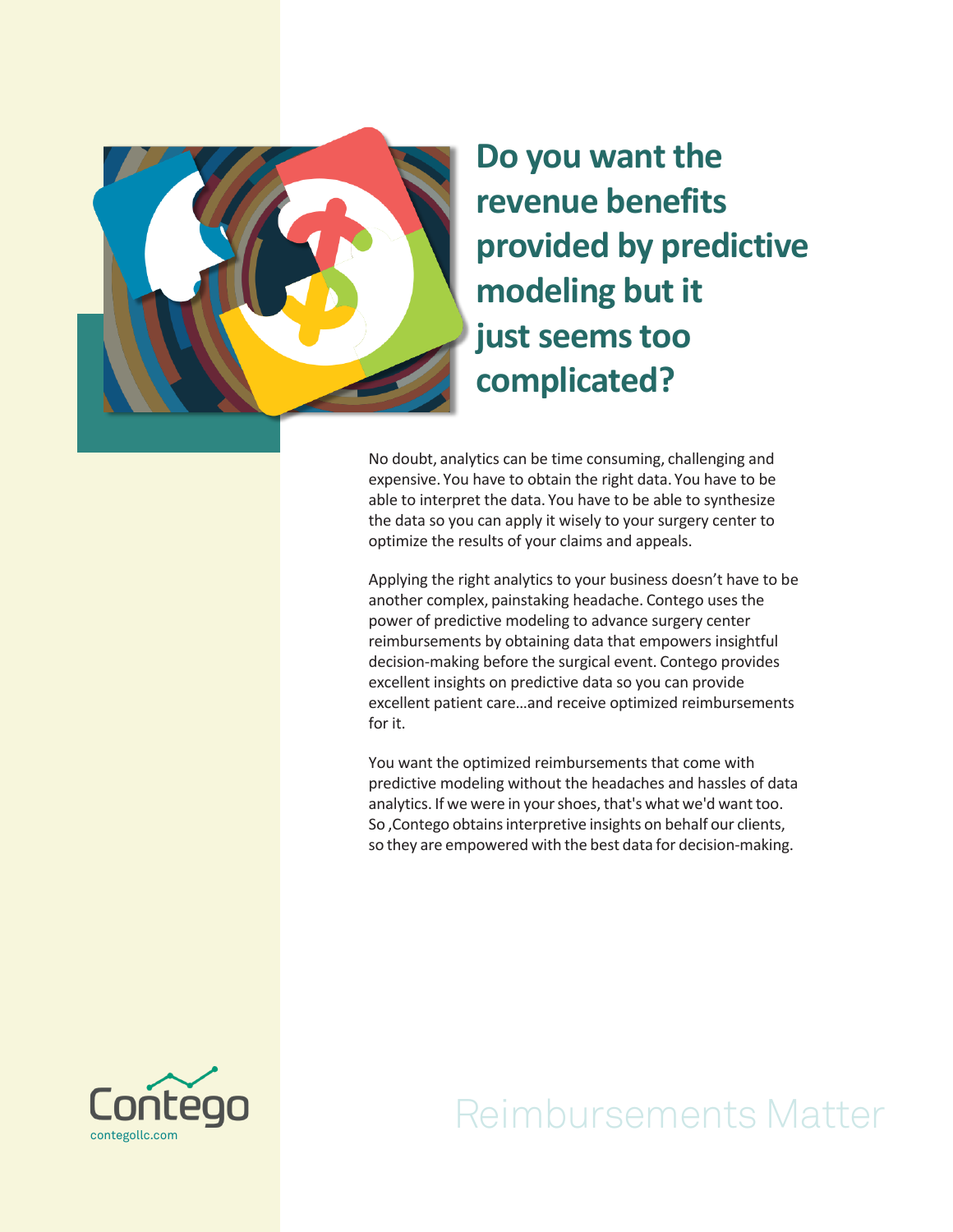# Do you want the revenue benefits provided by predictive modeling but it just seems too complicated?

No doubt, analytics can be time consuming, challenging and expensive. You have to obtain the right data. You have to be able to interpret the data. You have to be able to synthesize the data so you can apply it wisely to your surgery center to optimize the results of your claims and appeals.

Applying the right analytics to your business doesn't have to be another complex, painstaking headache. Contego uses the power of predictive modeling to advance surgery center reimbursements by obtaining data that empowers insightful decision-making before the surgical event. Contego provides excellent insights on predictive data so you can provide excellent patient care...and receive optimized reimbursements for it.

You want the optimized reimbursements that come with predictive modeling without the headaches and hassles of data analytics. If we were in your shoes, that's what we'd want too. So ,Contego obtains interpretive insights on behalf our clients, so they are empowered with the best data for decision-making.

Contego
contegollc.com

Reimbursements Matter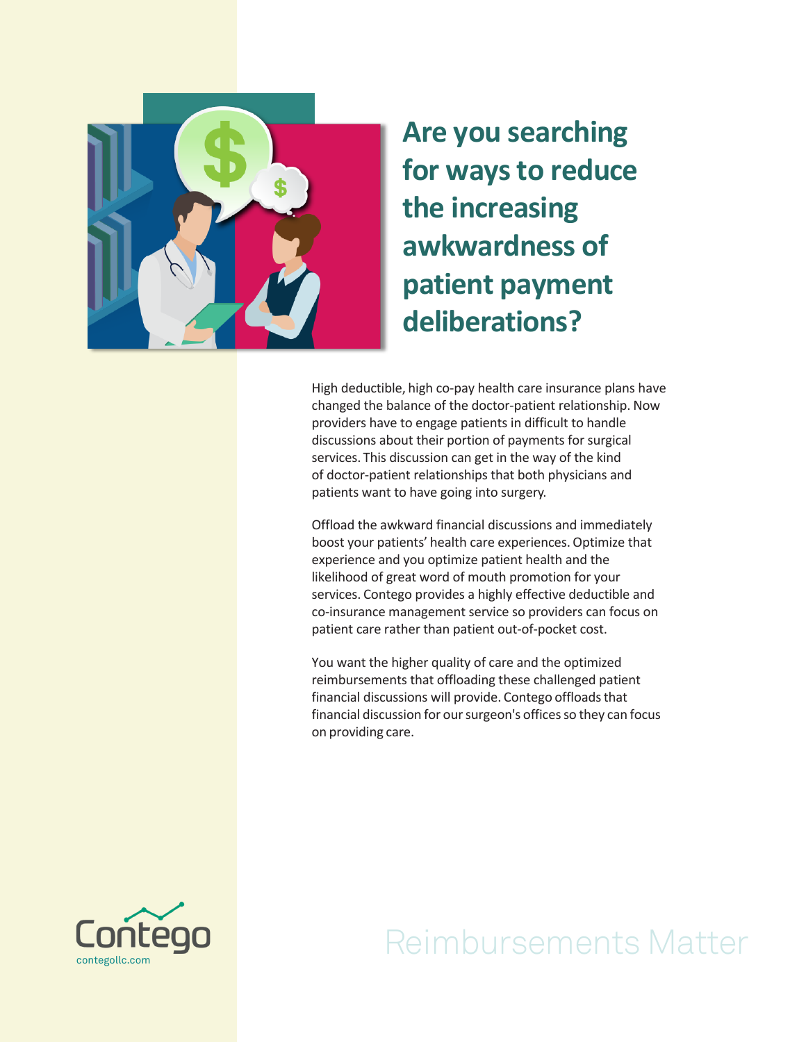# Are you searching for ways to reduce the increasing awkwardness of patient payment deliberations?

High deductible, high co-pay health care insurance plans have changed the balance of the doctor-patient relationship. Now providers have to engage patients in difficult to handle discussions about their portion of payments for surgical services. This discussion can get in the way of the kind of doctor-patient relationships that both physicians and patients want to have going into surgery.

Offload the awkward financial discussions and immediately boost your patients' health care experiences. Optimize that experience and you optimize patient health and the likelihood of great word of mouth promotion for your services. Contego provides a highly effective deductible and co-insurance management service so providers can focus on patient care rather than patient out-of-pocket cost.

You want the higher quality of care and the optimized reimbursements that offloading these challenged patient financial discussions will provide. Contego offloads that financial discussion for our surgeon's offices so they can focus on providing care.

Contego
contegollc.com

Reimbursements Matter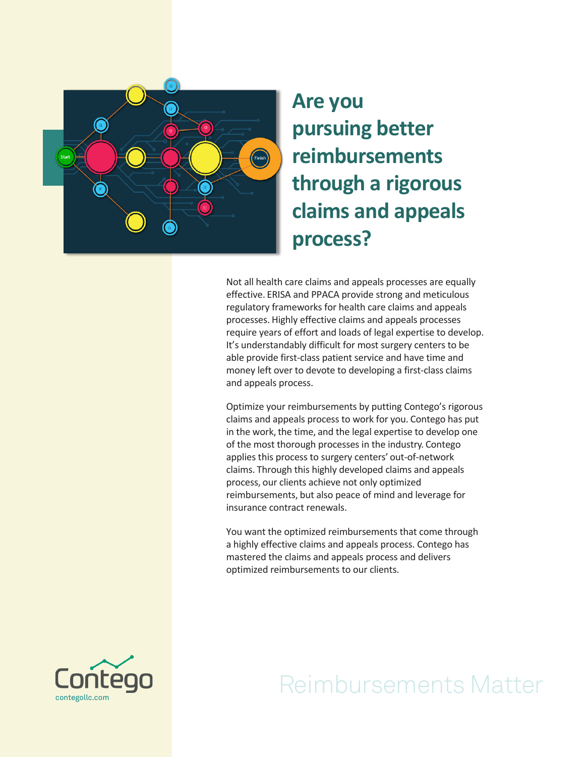# Are you pursuing better reimbursements through a rigorous claims and appeals process?

Not all health care claims and appeals processes are equally effective. ERISA and PPACA provide strong and meticulous regulatory frameworks for health care claims and appeals processes. Highly effective claims and appeals processes require years of effort and loads of legal expertise to develop. It's understandably difficult for most surgery centers to be able provide first-class patient service and have time and money left over to devote to developing a first-class claims and appeals process.

Optimize your reimbursements by putting Contego's rigorous claims and appeals process to work for you. Contego has put in the work, the time, and the legal expertise to develop one of the most thorough processes in the industry. Contego applies this process to surgery centers' out-of-network claims. Through this highly developed claims and appeals process, our clients achieve not only optimized reimbursements, but also peace of mind and leverage for insurance contract renewals.

You want the optimized reimbursements that come through a highly effective claims and appeals process. Contego has mastered the claims and appeals process and delivers optimized reimbursements to our clients.

Contego
contegollc.com

Reimbursements Matter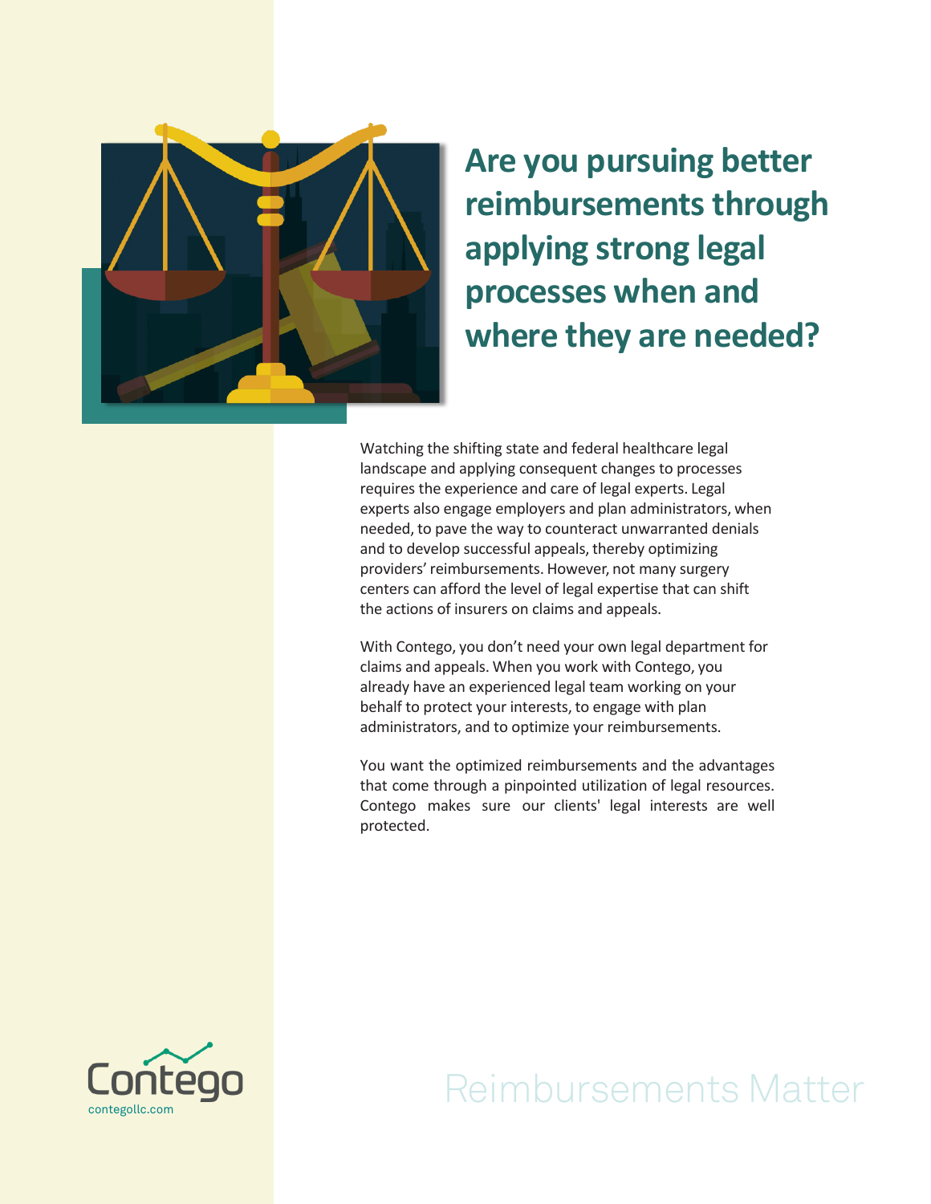# Are you pursuing better reimbursements through applying strong legal processes when and where they are needed?

Watching the shifting state and federal healthcare legal landscape and applying consequent changes to processes requires the experience and care of legal experts. Legal experts also engage employers and plan administrators, when needed, to pave the way to counteract unwarranted denials and to develop successful appeals, thereby optimizing providers' reimbursements. However, not many surgery centers can afford the level of legal expertise that can shift the actions of insurers on claims and appeals.

With Contego, you don't need your own legal department for claims and appeals. When you work with Contego, you already have an experienced legal team working on your behalf to protect your interests, to engage with plan administrators, and to optimize your reimbursements.

You want the optimized reimbursements and the advantages that come through a pinpointed utilization of legal resources. Contego makes sure our clients' legal interests are well protected.

Contego
contegollc.com

Reimbursements Matter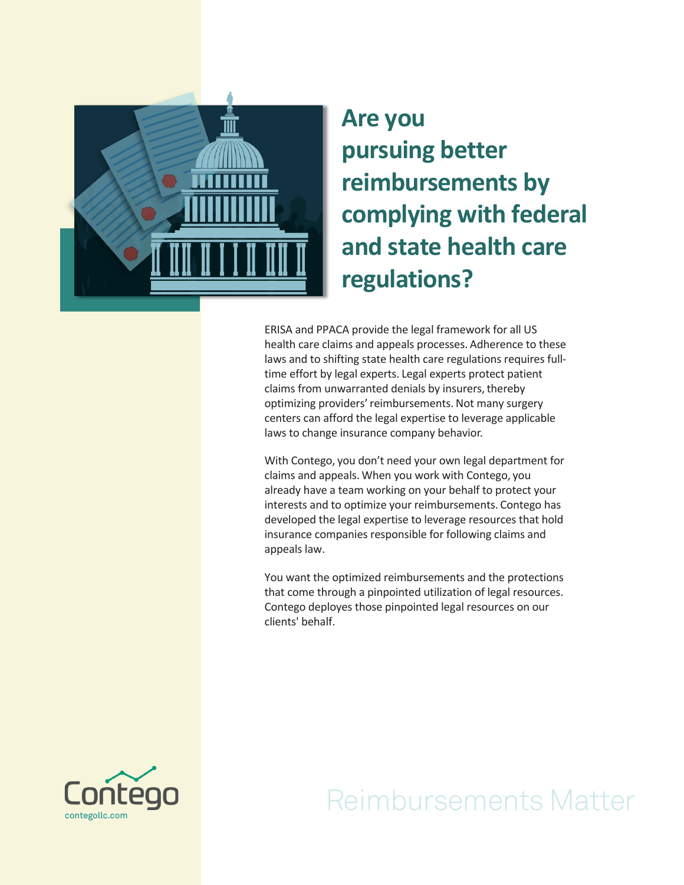# Are you pursuing better reimbursements by complying with federal and state health care regulations?

ERISA and PPACA provide the legal framework for all US health care claims and appeals processes. Adherence to these laws and to shifting state health care regulations requires full-time effort by legal experts. Legal experts protect patient claims from unwarranted denials by insurers, thereby optimizing providers' reimbursements. Not many surgery centers can afford the legal expertise to leverage applicable laws to change insurance company behavior.

With Contego, you don't need your own legal department for claims and appeals. When you work with Contego, you already have a team working on your behalf to protect your interests and to optimize your reimbursements. Contego has developed the legal expertise to leverage resources that hold insurance companies responsible for following claims and appeals law.

You want the optimized reimbursements and the protections that come through a pinpointed utilization of legal resources. Contego deploys those pinpointed legal resources on our clients' behalf.

Contego
contegollc.com

Reimbursements Matter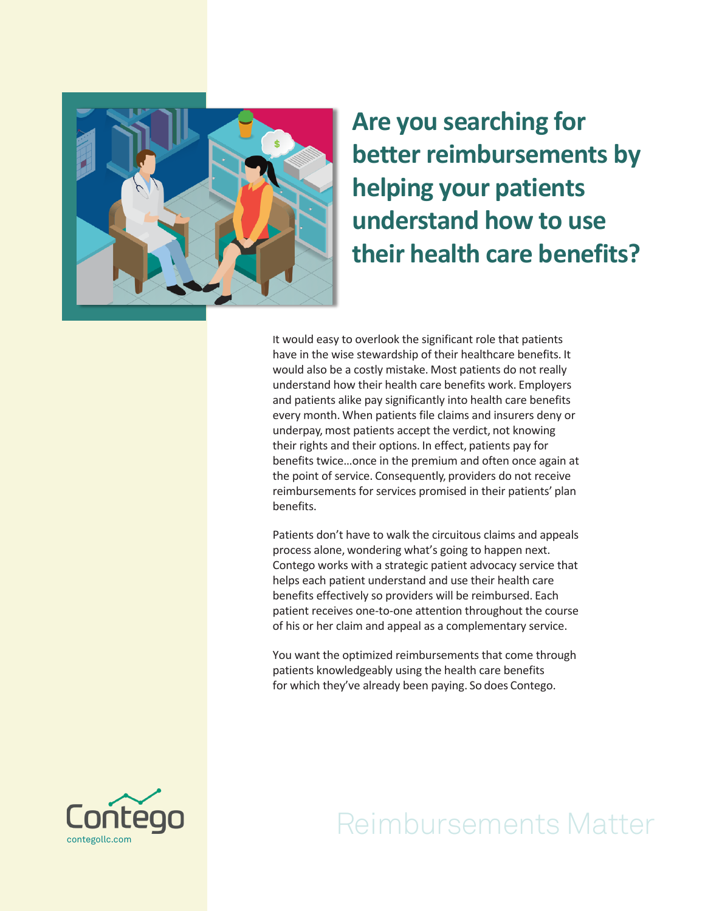# Are you searching for better reimbursements by helping your patients understand how to use their health care benefits?

It would easy to overlook the significant role that patients have in the wise stewardship of their healthcare benefits. It would also be a costly mistake. Most patients do not really understand how their health care benefits work. Employers and patients alike pay significantly into health care benefits every month. When patients file claims and insurers deny or underpay, most patients accept the verdict, not knowing their rights and their options. In effect, patients pay for benefits twice...once in the premium and often once again at the point of service. Consequently, providers do not receive reimbursements for services promised in their patients' plan benefits.

Patients don't have to walk the circuitous claims and appeals process alone, wondering what's going to happen next. Contego works with a strategic patient advocacy service that helps each patient understand and use their health care benefits effectively so providers will be reimbursed. Each patient receives one-to-one attention throughout the course of his or her claim and appeal as a complementary service.

You want the optimized reimbursements that come through patients knowledgeably using the health care benefits for which they've already been paying. So does Contego.

Contego

contegollc.com

Reimbursements Matter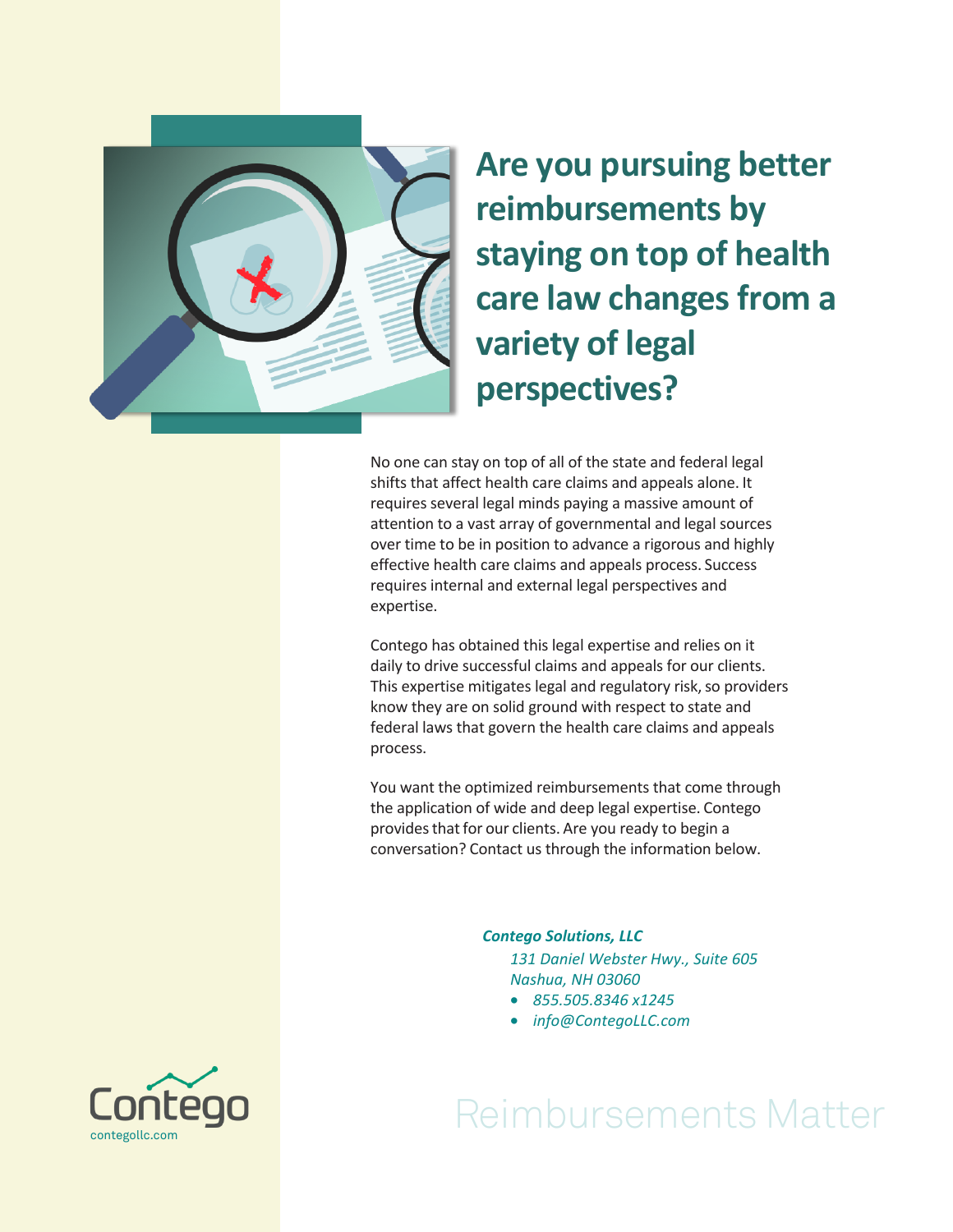# Are you pursuing better reimbursements by staying on top of health care law changes from a variety of legal perspectives?

No one can stay on top of all of the state and federal legal shifts that affect health care claims and appeals alone. It requires several legal minds paying a massive amount of attention to a vast array of governmental and legal sources over time to be in position to advance a rigorous and highly effective health care claims and appeals process. Success requires internal and external legal perspectives and expertise.

Contego has obtained this legal expertise and relies on it daily to drive successful claims and appeals for our clients. This expertise mitigates legal and regulatory risk, so providers know they are on solid ground with respect to state and federal laws that govern the health care claims and appeals process.

You want the optimized reimbursements that come through the application of wide and deep legal expertise. Contego provides that for our clients. Are you ready to begin a conversation? Contact us through the information below.

***Contego Solutions, LLC***

*131 Daniel Webster Hwy., Suite 605*
*Nashua, NH 03060*

- *855.505.8346 x1245*
- *info@ContegoLLC.com*

Contego
contegollc.com

Reimbursements Matter